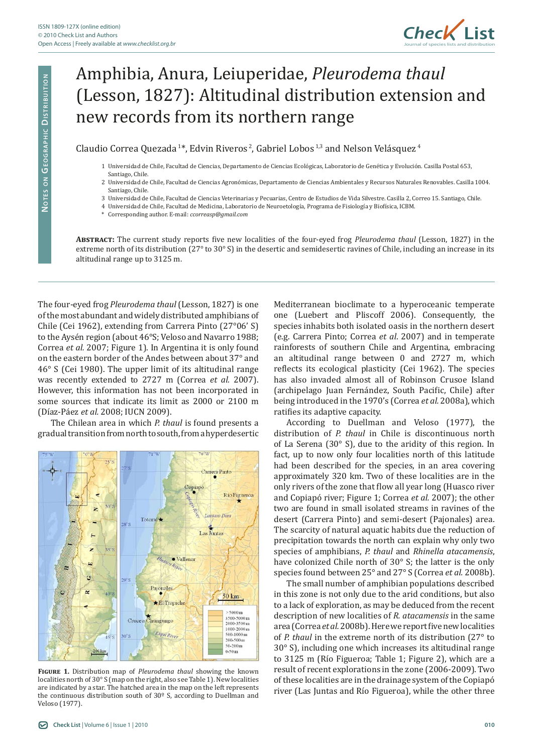# Amphibia, Anura, Leiuperidae, *Pleurodema thaul* (Lesson, 1827): Altitudinal distribution extension and new records from its northern range

Claudio Correa Quezada [1]*, Edvin Riveros [2], Gabriel Lobos [1,3] and Nelson Velásquez [4]

1 Universidad de Chile, Facultad de Ciencias, Departamento de Ciencias Ecológicas, Laboratorio de Genética y Evolución. Casilla Postal 653, Santiago, Chile.
2 Universidad de Chile, Facultad de Ciencias Agronómicas, Departamento de Ciencias Ambientales y Recursos Naturales Renovables. Casilla 1004. Santiago, Chile.
3 Universidad de Chile, Facultad de Ciencias Veterinarias y Pecuarias, Centro de Estudios de Vida Silvestre. Casilla 2, Correo 15. Santiago, Chile.
4 Universidad de Chile, Facultad de Medicina, Laboratorio de Neuroetología, Programa de Fisiología y Biofísica, ICBM.
* Corresponding author. E-mail: *ccorreasp@gmail.com*

**Abstract:** The current study reports five new localities of the four-eyed frog *Pleurodema thaul* (Lesson, 1827) in the extreme north of its distribution (27° to 30° S) in the desertic and semidesertic ravines of Chile, including an increase in its altitudinal range up to 3125 m.

The four-eyed frog *Pleurodema thaul* (Lesson, 1827) is one of the most abundant and widely distributed amphibians of Chile (Cei 1962), extending from Carrera Pinto (27°06' S) to the Aysén region (about 46°S; Veloso and Navarro 1988; Correa *et al.* 2007; Figure 1). In Argentina it is only found on the eastern border of the Andes between about 37° and 46° S (Cei 1980). The upper limit of its altitudinal range was recently extended to 2727 m (Correa *et al.* 2007). However, this information has not been incorporated in some sources that indicate its limit as 2000 or 2100 m (Díaz-Páez *et al.* 2008; IUCN 2009).

The Chilean area in which *P. thaul* is found presents a gradual transition from north to south, from a hyperdesertic Mediterranean bioclimate to a hyperoceanic temperate one (Luebert and Pliscoff 2006). Consequently, the species inhabits both isolated oasis in the northern desert (e.g. Carrera Pinto; Correa *et al.* 2007) and in temperate rainforests of southern Chile and Argentina, embracing an altitudinal range between 0 and 2727 m, which reflects its ecological plasticity (Cei 1962). The species has also invaded almost all of Robinson Crusoe Island (archipelago Juan Fernández, South Pacific, Chile) after being introduced in the 1970's (Correa *et al.* 2008a), which ratifies its adaptive capacity.

**Figure 1.** Distribution map of *Pleurodema thaul* showing the known localities north of 30° S (map on the right, also see Table 1). New localities are indicated by a star. The hatched area in the map on the left represents the continuous distribution south of 30º S, according to Duellman and Veloso (1977).

According to Duellman and Veloso (1977), the distribution of *P. thaul* in Chile is discontinuous north of La Serena (30° S), due to the aridity of this region. In fact, up to now only four localities north of this latitude had been described for the species, in an area covering approximately 320 km. Two of these localities are in the only rivers of the zone that flow all year long (Huasco river and Copiapó river; Figure 1; Correa *et al.* 2007); the other two are found in small isolated streams in ravines of the desert (Carrera Pinto) and semi-desert (Pajonales) area. The scarcity of natural aquatic habits due the reduction of precipitation towards the north can explain why only two species of amphibians, *P. thaul* and *Rhinella atacamensis*, have colonized Chile north of 30° S; the latter is the only species found between 25° and 27° S (Correa *et al.* 2008b).

The small number of amphibian populations described in this zone is not only due to the arid conditions, but also to a lack of exploration, as may be deduced from the recent description of new localities of *R. atacamensis* in the same area (Correa *et al.* 2008b). Here we report five new localities of *P. thaul* in the extreme north of its distribution (27° to 30° S), including one which increases its altitudinal range to 3125 m (Río Figueroa; Table 1; Figure 2), which are a result of recent explorations in the zone (2006-2009). Two of these localities are in the drainage system of the Copiapó river (Las Juntas and Río Figueroa), while the other three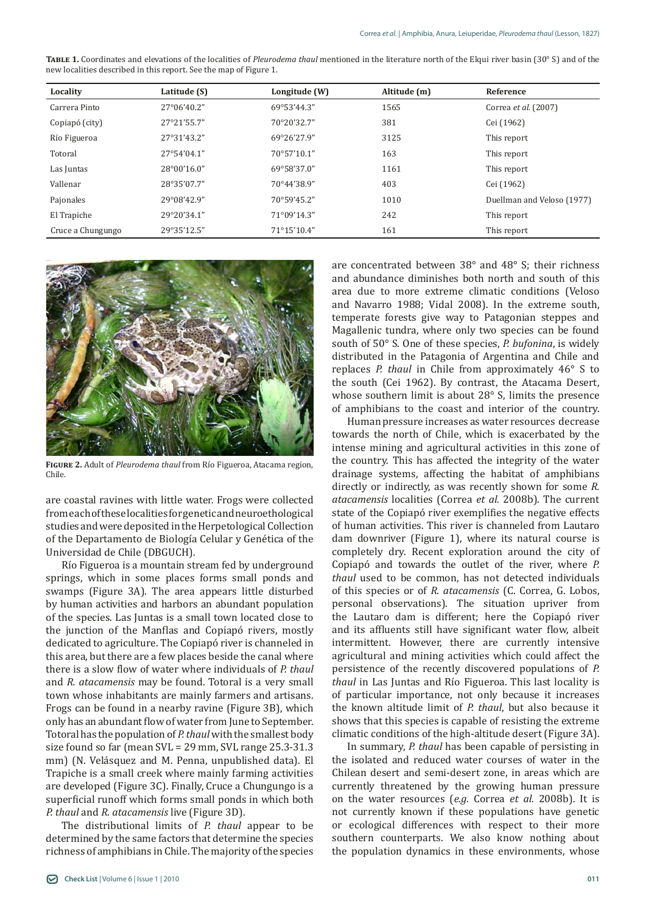**Table 1.** Coordinates and elevations of the localities of *Pleurodema thaul* mentioned in the literature north of the Elqui river basin (30° S) and of the new localities described in this report. See the map of Figure 1.

| Locality | Latitude (S) | Longitude (W) | Altitude (m) | Reference |
|---|---|---|---|---|
| Carrera Pinto | 27°06'40.2" | 69°53'44.3" | 1565 | Correa *et al.* (2007) |
| Copiapó (city) | 27°21'55.7" | 70°20'32.7" | 381 | Cei (1962) |
| Río Figueroa | 27°31'43.2" | 69°26'27.9" | 3125 | This report |
| Totoral | 27°54'04.1" | 70°57'10.1" | 163 | This report |
| Las Juntas | 28°00'16.0" | 69°58'37.0" | 1161 | This report |
| Vallenar | 28°35'07.7" | 70°44'38.9" | 403 | Cei (1962) |
| Pajonales | 29°08'42.9" | 70°59'45.2" | 1010 | Duellman and Veloso (1977) |
| El Trapiche | 29°20'34.1" | 71°09'14.3" | 242 | This report |
| Cruce a Chungungo | 29°35'12.5" | 71°15'10.4" | 161 | This report |

**Figure 2.** Adult of *Pleurodema thaul* from Río Figueroa, Atacama region, Chile.

are coastal ravines with little water. Frogs were collected from each of these localities for genetic and neuroethological studies and were deposited in the Herpetological Collection of the Departamento de Biología Celular y Genética of the Universidad de Chile (DBGUCH).

Río Figueroa is a mountain stream fed by underground springs, which in some places forms small ponds and swamps (Figure 3A). The area appears little disturbed by human activities and harbors an abundant population of the species. Las Juntas is a small town located close to the junction of the Manflas and Copiapó rivers, mostly dedicated to agriculture. The Copiapó river is channeled in this area, but there are a few places beside the canal where there is a slow flow of water where individuals of *P. thaul* and *R. atacamensis* may be found. Totoral is a very small town whose inhabitants are mainly farmers and artisans. Frogs can be found in a nearby ravine (Figure 3B), which only has an abundant flow of water from June to September. Totoral has the population of *P. thaul* with the smallest body size found so far (mean SVL = 29 mm, SVL range 25.3-31.3 mm) (N. Velásquez and M. Penna, unpublished data). El Trapiche is a small creek where mainly farming activities are developed (Figure 3C). Finally, Cruce a Chungungo is a superficial runoff which forms small ponds in which both *P. thaul* and *R. atacamensis* live (Figure 3D).

The distributional limits of *P. thaul* appear to be determined by the same factors that determine the species richness of amphibians in Chile. The majority of the species are concentrated between 38° and 48° S; their richness and abundance diminishes both north and south of this area due to more extreme climatic conditions (Veloso and Navarro 1988; Vidal 2008). In the extreme south, temperate forests give way to Patagonian steppes and Magallenic tundra, where only two species can be found south of 50° S. One of these species, *P. bufonina*, is widely distributed in the Patagonia of Argentina and Chile and replaces *P. thaul* in Chile from approximately 46° S to the south (Cei 1962). By contrast, the Atacama Desert, whose southern limit is about 28° S, limits the presence of amphibians to the coast and interior of the country.

Human pressure increases as water resources decrease towards the north of Chile, which is exacerbated by the intense mining and agricultural activities in this zone of the country. This has affected the integrity of the water drainage systems, affecting the habitat of amphibians directly or indirectly, as was recently shown for some *R. atacamensis* localities (Correa *et al.* 2008b). The current state of the Copiapó river exemplifies the negative effects of human activities. This river is channeled from Lautaro dam downriver (Figure 1), where its natural course is completely dry. Recent exploration around the city of Copiapó and towards the outlet of the river, where *P. thaul* used to be common, has not detected individuals of this species or of *R. atacamensis* (C. Correa, G. Lobos, personal observations). The situation upriver from the Lautaro dam is different; here the Copiapó river and its affluents still have significant water flow, albeit intermittent. However, there are currently intensive agricultural and mining activities which could affect the persistence of the recently discovered populations of *P. thaul* in Las Juntas and Río Figueroa. This last locality is of particular importance, not only because it increases the known altitude limit of *P. thaul*, but also because it shows that this species is capable of resisting the extreme climatic conditions of the high-altitude desert (Figure 3A).

In summary, *P. thaul* has been capable of persisting in the isolated and reduced water courses of water in the Chilean desert and semi-desert zone, in areas which are currently threatened by the growing human pressure on the water resources (*e.g.* Correa *et al.* 2008b). It is not currently known if these populations have genetic or ecological differences with respect to their more southern counterparts. We also know nothing about the population dynamics in these environments, whose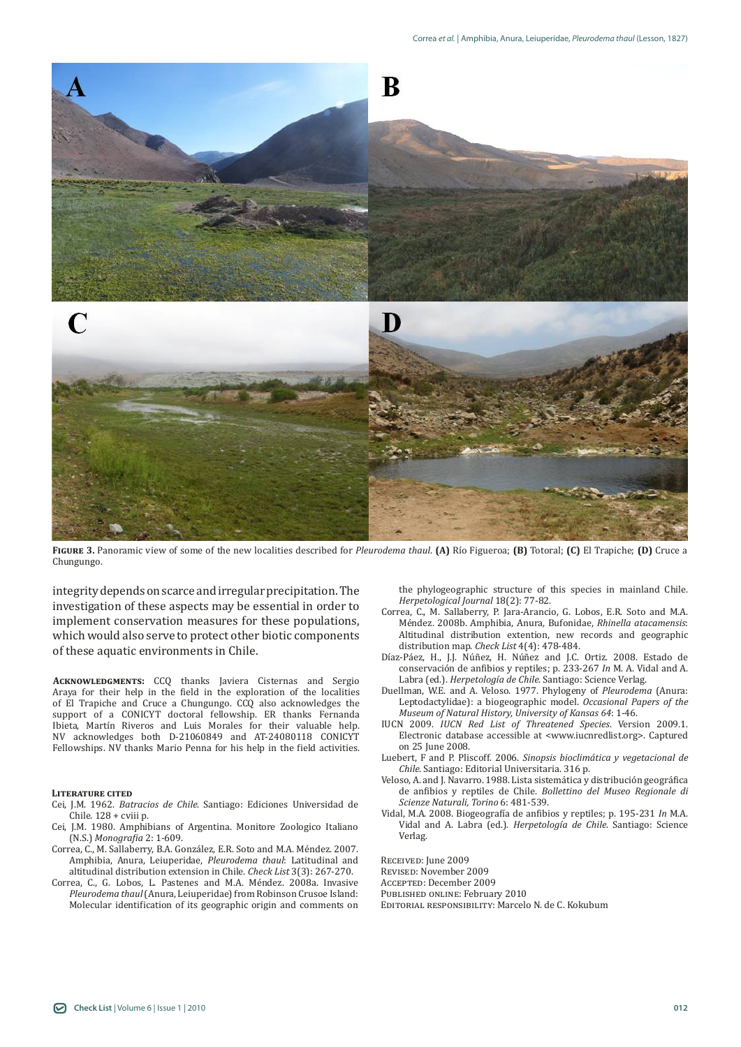**Figure 3.** Panoramic view of some of the new localities described for *Pleurodema thaul*. **(A)** Río Figueroa; **(B)** Totoral; **(C)** El Trapiche; **(D)** Cruce a Chungungo.

integrity depends on scarce and irregular precipitation. The investigation of these aspects may be essential in order to implement conservation measures for these populations, which would also serve to protect other biotic components of these aquatic environments in Chile.

**Acknowledgments:** CCQ thanks Javiera Cisternas and Sergio Araya for their help in the field in the exploration of the localities of El Trapiche and Cruce a Chungungo. CCQ also acknowledges the support of a CONICYT doctoral fellowship. ER thanks Fernanda Ibieta, Martín Riveros and Luis Morales for their valuable help. NV acknowledges both D-21060849 and AT-24080118 CONICYT Fellowships. NV thanks Mario Penna for his help in the field activities.

## Literature cited

Cei, J.M. 1962. *Batracios de Chile*. Santiago: Ediciones Universidad de Chile. 128 + cviii p.

Cei, J.M. 1980. Amphibians of Argentina. Monitore Zoologico Italiano (N.S.) *Monografia* 2: 1-609.

Correa, C., M. Sallaberry, B.A. González, E.R. Soto and M.A. Méndez. 2007. Amphibia, Anura, Leiuperidae, *Pleurodema thaul*: Latitudinal and altitudinal distribution extension in Chile. *Check List* 3(3): 267-270.

Correa, C., G. Lobos, L. Pastenes and M.A. Méndez. 2008a. Invasive *Pleurodema thaul* (Anura, Leiuperidae) from Robinson Crusoe Island: Molecular identification of its geographic origin and comments on the phylogeographic structure of this species in mainland Chile. *Herpetological Journal* 18(2): 77-82.

Correa, C., M. Sallaberry, P. Jara-Arancio, G. Lobos, E.R. Soto and M.A. Méndez. 2008b. Amphibia, Anura, Bufonidae, *Rhinella atacamensis*: Altitudinal distribution extention, new records and geographic distribution map. *Check List* 4(4): 478-484.

Díaz-Páez, H., J.J. Núñez, H. Núñez and J.C. Ortiz. 2008. Estado de conservación de anfibios y reptiles; p. 233-267 *In* M. A. Vidal and A. Labra (ed.). *Herpetología de Chile*. Santiago: Science Verlag.

Duellman, W.E. and A. Veloso. 1977. Phylogeny of *Pleurodema* (Anura: Leptodactylidae): a biogeographic model. *Occasional Papers of the Museum of Natural History, University of Kansas 64*: 1-46.

IUCN 2009. *IUCN Red List of Threatened Species*. Version 2009.1. Electronic database accessible at <www.iucnredlist.org>. Captured on 25 June 2008.

Luebert, F and P. Pliscoff. 2006. *Sinopsis bioclimática y vegetacional de Chile*. Santiago: Editorial Universitaria. 316 p.

Veloso, A. and J. Navarro. 1988. Lista sistemática y distribución geográfica de anfibios y reptiles de Chile. *Bollettino del Museo Regionale di Scienze Naturali, Torino* 6: 481-539.

Vidal, M.A. 2008. Biogeografía de anfibios y reptiles; p. 195-231 *In* M.A. Vidal and A. Labra (ed.). *Herpetología de Chile*. Santiago: Science Verlag.

Received: June 2009
Revised: November 2009
Accepted: December 2009
Published online: February 2010
Editorial responsibility: Marcelo N. de C. Kokubum